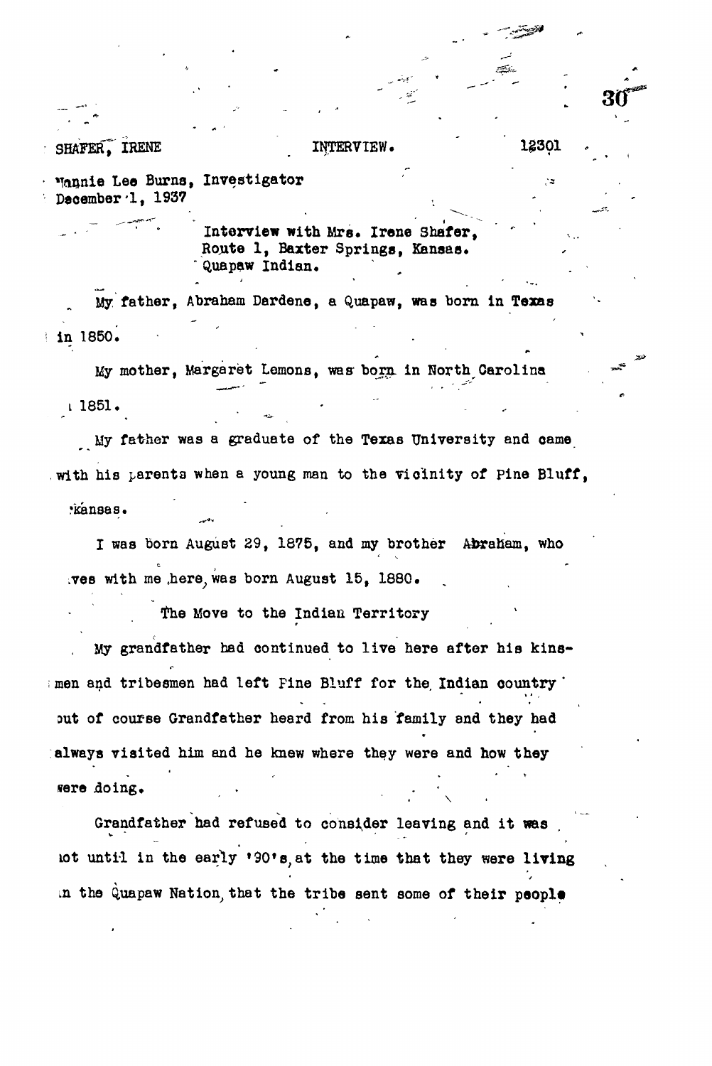SHAFER, IRENE INTERVIEW. 12301

Nannie Lee Burns, Investigator
December 1, 1937

Interview with Mrs. Irene Shafer,
Route 1, Baxter Springs, Kansas.
Quapaw Indian.

My father, Abraham Dardene, a Quapaw, was born in Texas in 1850.

My mother, Margaret Lemons, was born in North Carolina in 1851.

My father was a graduate of the Texas University and came with his parents when a young man to the vicinity of Pine Bluff, Arkansas.

I was born August 29, 1875, and my brother Abraham, who lives with me here, was born August 15, 1880.

The Move to the Indian Territory

My grandfather had continued to live here after his kinsmen and tribesmen had left Pine Bluff for the Indian country but of course Grandfather heard from his family and they had always visited him and he knew where they were and how they were doing.

Grandfather had refused to consider leaving and it was not until in the early '90's, at the time that they were living in the Quapaw Nation, that the tribe sent some of their people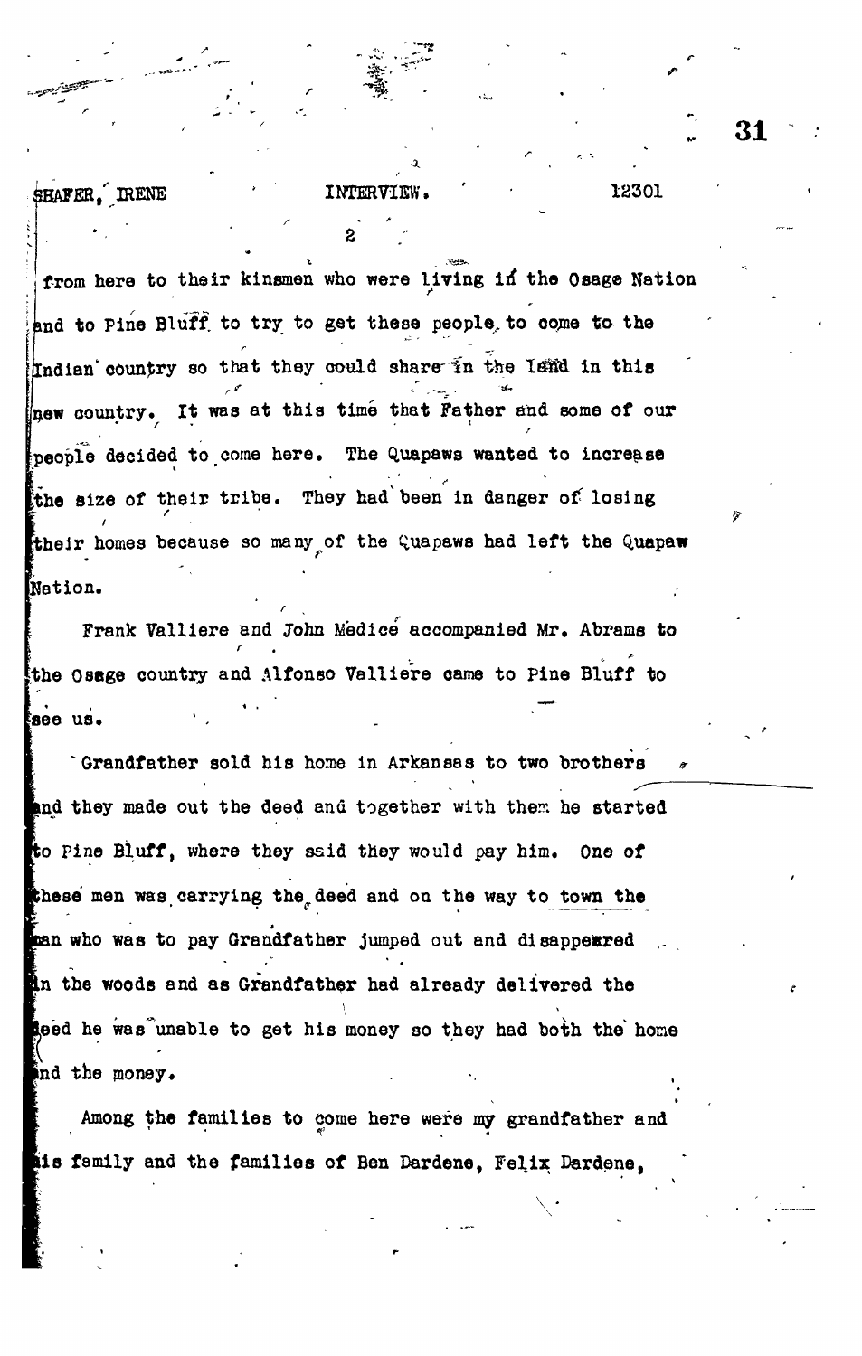from here to their kinsmen who were living in the Osage Nation and to Pine Bluff to try to get these people to come to the Indian country so that they could share in the land in this new country. It was at this time that Father and some of our people decided to come here. The Quapaws wanted to increase the size of their tribe. They had been in danger of losing their homes because so many of the Quapaws had left the Quapaw Nation.

Frank Valliere and John Medice accompanied Mr. Abrams to the Osage country and Alfonso Valliere came to Pine Bluff to see us.

Grandfather sold his home in Arkansas to two brothers and they made out the deed and together with them he started to Pine Bluff, where they said they would pay him. One of these men was carrying the deed and on the way to town the man who was to pay Grandfather jumped out and disappeared in the woods and as Grandfather had already delivered the deed he was unable to get his money so they had both the home and the money.

Among the families to come here were my grandfather and his family and the families of Ben Dardene, Felix Dardene,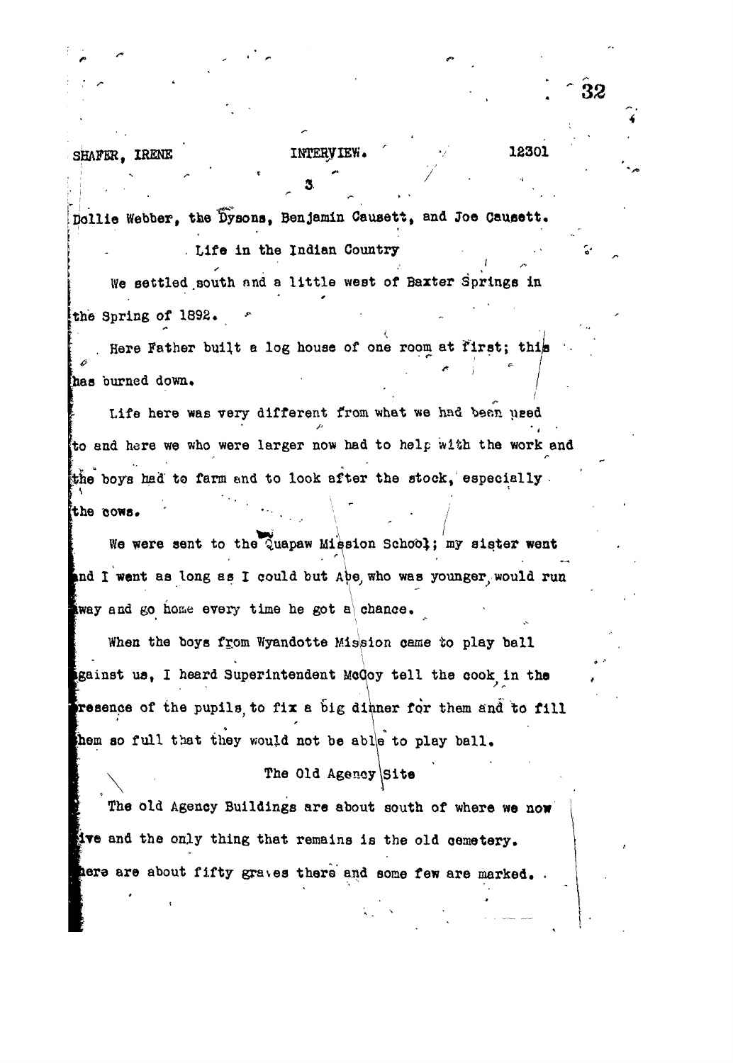Dollie Webber, the Dysons, Benjamin Causett, and Joe Causett.

## Life in the Indian Country

We settled south and a little west of Baxter Springs in the Spring of 1892.

Here Father built a log house of one room at first; this has burned down.

Life here was very different from what we had been used to and here we who were larger now had to help with the work and the boys had to farm and to look after the stock, especially the cows.

We were sent to the Quapaw Mission School; my sister went and I went as long as I could but Abe, who was younger, would run away and go home every time he got a chance.

When the boys from Wyandotte Mission came to play ball against us, I heard Superintendent McCoy tell the cook, in the presence of the pupils, to fix a big dinner for them and to fill them so full that they would not be able to play ball.

## The Old Agency Site

The old Agency Buildings are about south of where we now live and the only thing that remains is the old cemetery. There are about fifty graves there and some few are marked.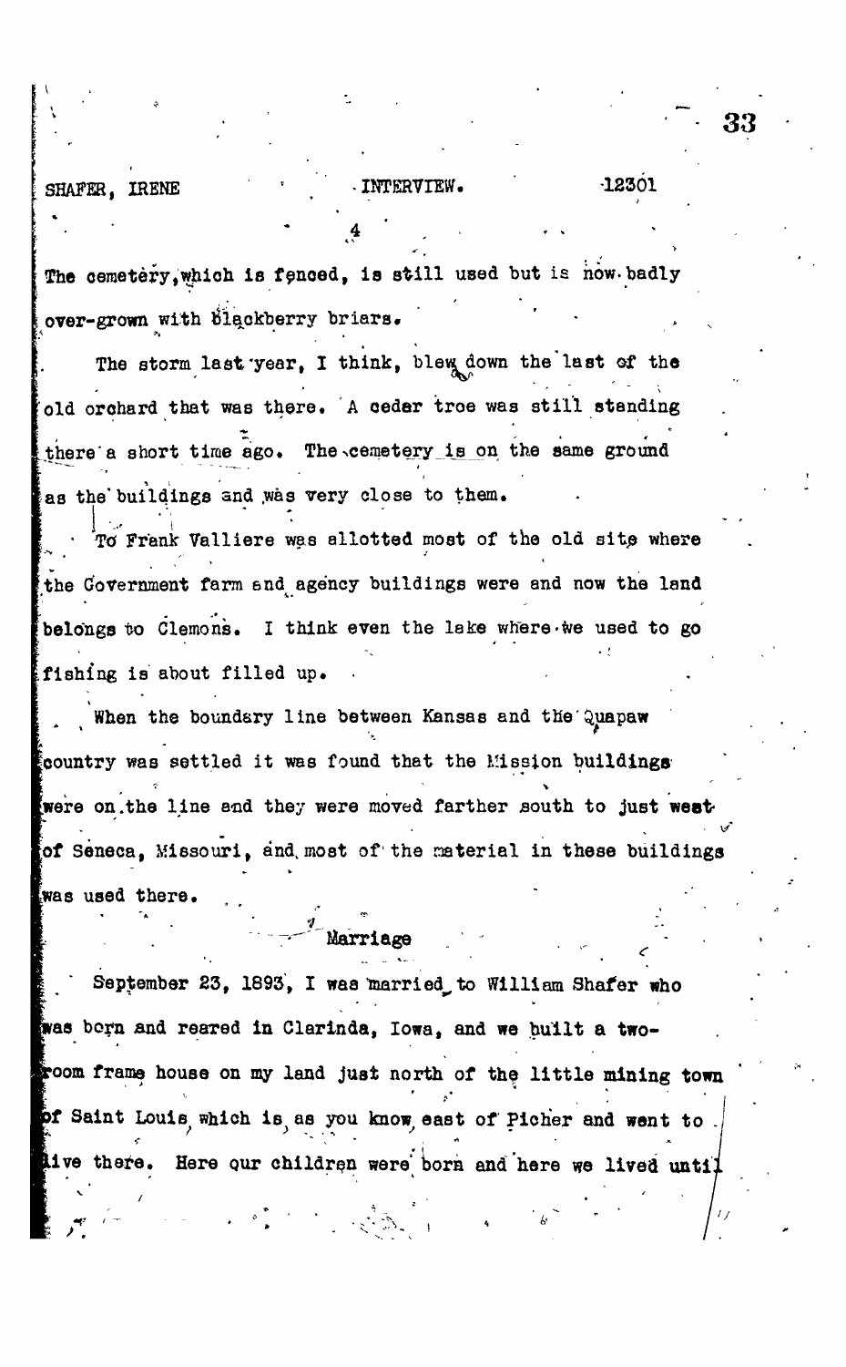The cemetery, which is fenced, is still used but is now badly over-grown with blackberry briars.

The storm last year, I think, blew down the last of the old orchard that was there. A ceder tree was still standing there a short time ago. The cemetery is on the same ground as the buildings and was very close to them.

To Frank Valliere was allotted most of the old site where the Government farm and agency buildings were and now the land belongs to Clemons. I think even the lake where we used to go fishing is about filled up.

When the boundary line between Kansas and the Quapaw country was settled it was found that the Mission buildings were on the line and they were moved farther south to just west of Seneca, Missouri, and most of the material in these buildings was used there.

## Marriage

September 23, 1893, I was married to William Shafer who was born and reared in Clarinda, Iowa, and we built a two-room frame house on my land just north of the little mining town of Saint Louis, which is, as you know, east of Picher and went to live there. Here our children were born and here we lived until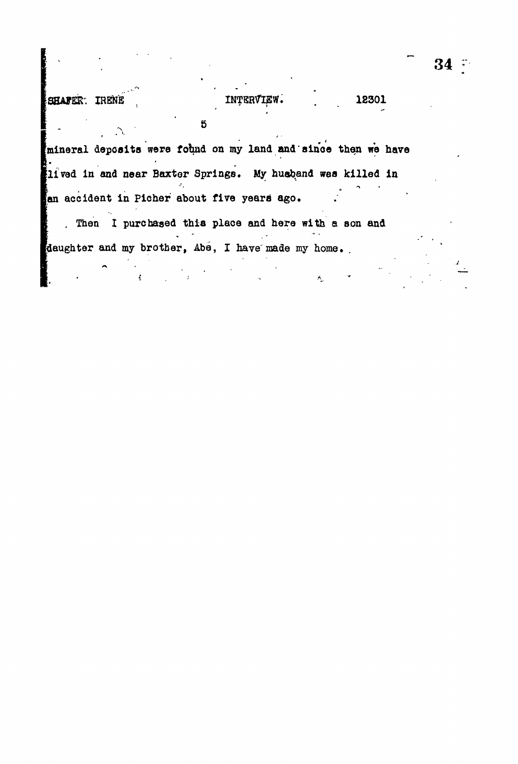mineral deposits were found on my land and since then we have lived in and near Baxter Springs. My husband was killed in an accident in Picher about five years ago.

Then I purchased this place and here with a son and daughter and my brother, Abe, I have made my home.